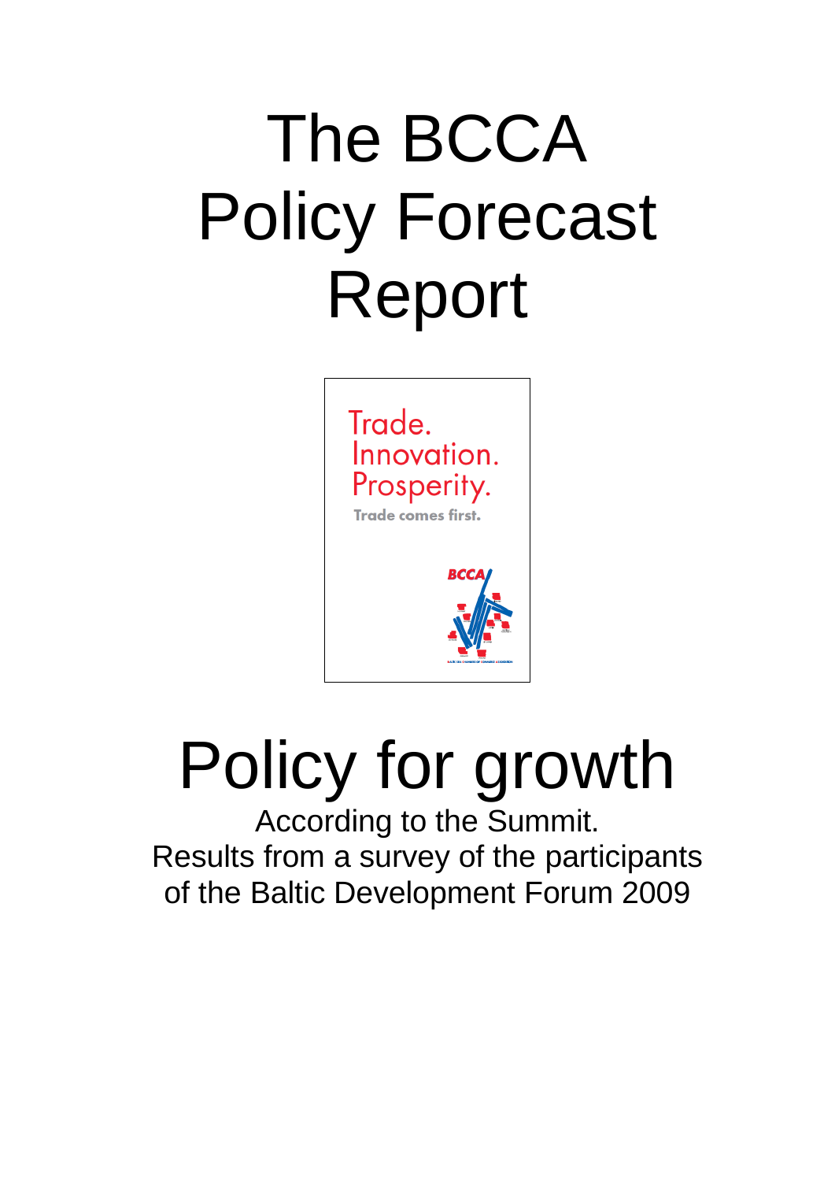# The BCCA Policy Forecast Report

Trade.
Innovation.
Prosperity.

Trade comes first.

BCCA

# Policy for growth

According to the Summit.
Results from a survey of the participants of the Baltic Development Forum 2009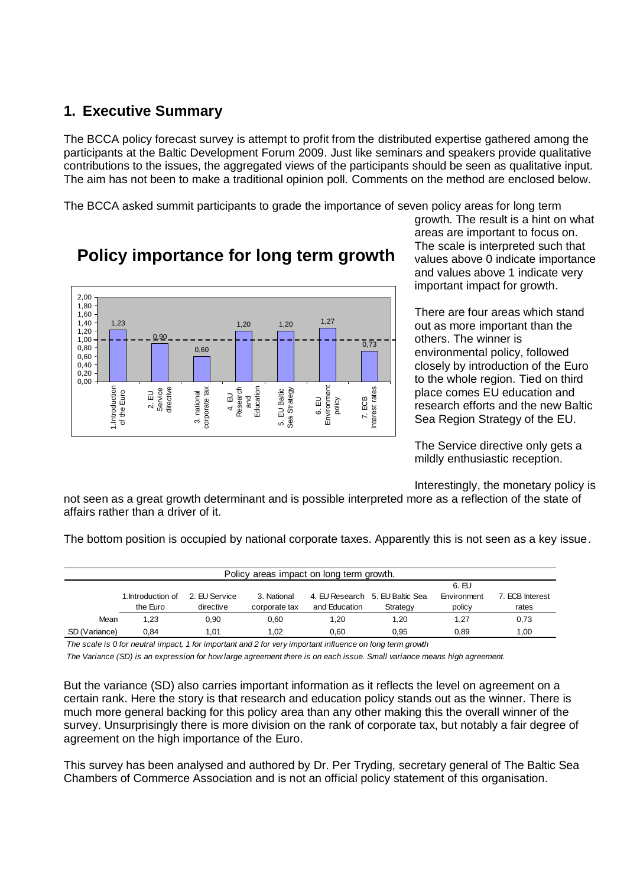## 1. Executive Summary

The BCCA policy forecast survey is attempt to profit from the distributed expertise gathered among the participants at the Baltic Development Forum 2009. Just like seminars and speakers provide qualitative contributions to the issues, the aggregated views of the participants should be seen as qualitative input. The aim has not been to make a traditional opinion poll. Comments on the method are enclosed below.

The BCCA asked summit participants to grade the importance of seven policy areas for long term growth. The result is a hint on what areas are important to focus on. The scale is interpreted such that values above 0 indicate importance and values above 1 indicate very important impact for growth.

**Policy importance for long term growth**

| Policy area | Value |
|---|---|
| 1.Introduction of the Euro | 1,23 |
| 2. EU Service directive | 0,90 |
| 3. national corporate tax | 0,60 |
| 4. EU Research and Education | 1,20 |
| 5. EU Baltic Sea Strategy | 1,20 |
| 6. EU Environment policy | 1,27 |
| 7. ECB Interest rates | 0,73 |

There are four areas which stand out as more important than the others. The winner is environmental policy, followed closely by introduction of the Euro to the whole region. Tied on third place comes EU education and research efforts and the new Baltic Sea Region Strategy of the EU.

The Service directive only gets a mildly enthusiastic reception.

Interestingly, the monetary policy is not seen as a great growth determinant and is possible interpreted more as a reflection of the state of affairs rather than a driver of it.

The bottom position is occupied by national corporate taxes. Apparently this is not seen as a key issue.

Policy areas impact on long term growth.

| | 1.Introduction of the Euro | 2. EU Service directive | 3. National corporate tax | 4. EU Research and Education | 5. EU Baltic Sea Strategy | 6. EU Environment policy | 7. ECB Interest rates |
|---|---|---|---|---|---|---|---|
| Mean | 1,23 | 0,90 | 0,60 | 1,20 | 1,20 | 1,27 | 0,73 |
| SD (Variance) | 0,84 | 1,01 | 1,02 | 0,60 | 0,95 | 0,89 | 1,00 |

*The scale is 0 for neutral impact, 1 for important and 2 for very important influence on long term growth*

*The Variance (SD) is an expression for how large agreement there is on each issue. Small variance means high agreement.*

But the variance (SD) also carries important information as it reflects the level on agreement on a certain rank. Here the story is that research and education policy stands out as the winner. There is much more general backing for this policy area than any other making this the overall winner of the survey. Unsurprisingly there is more division on the rank of corporate tax, but notably a fair degree of agreement on the high importance of the Euro.

This survey has been analysed and authored by Dr. Per Tryding, secretary general of The Baltic Sea Chambers of Commerce Association and is not an official policy statement of this organisation.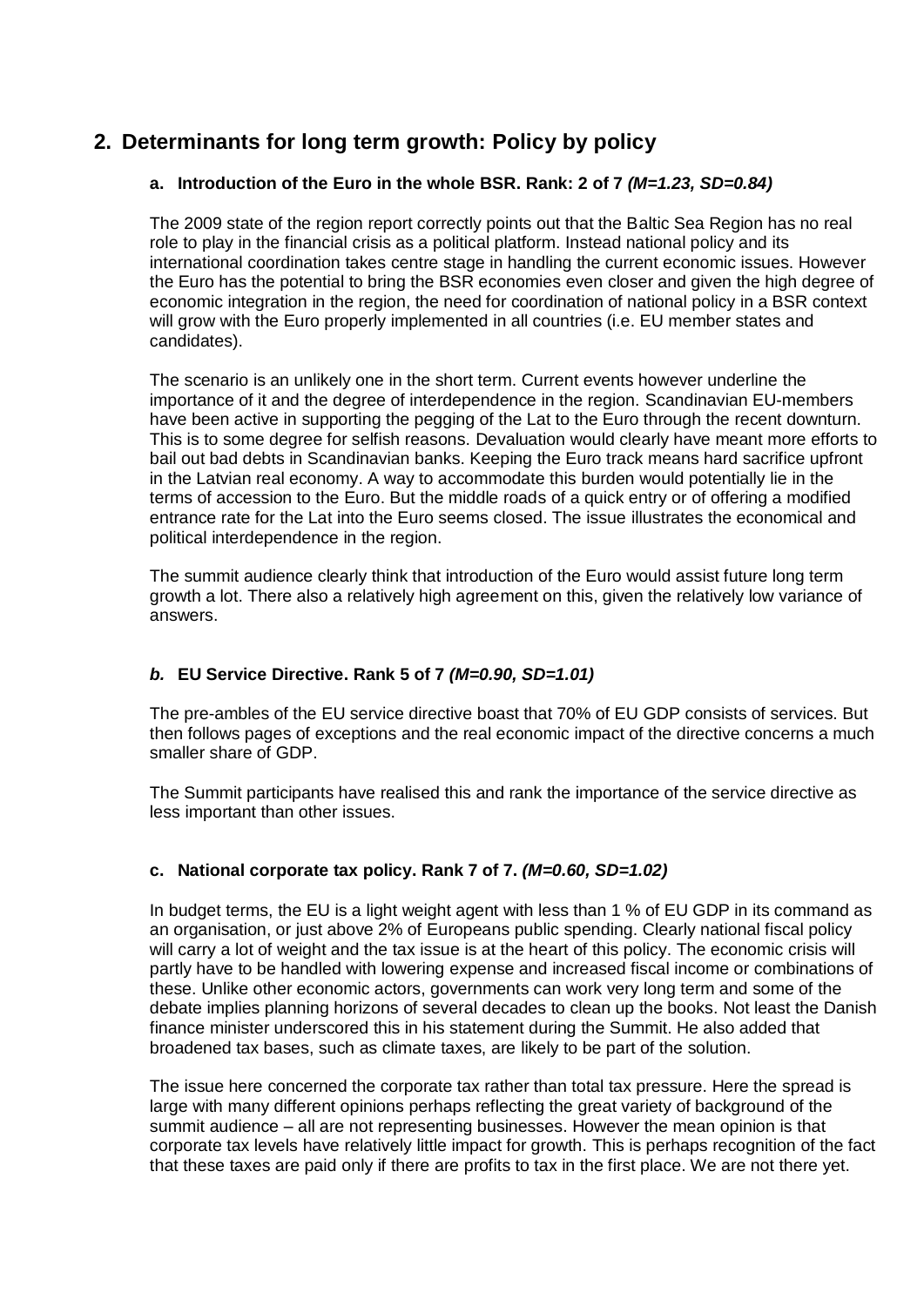## 2. Determinants for long term growth: Policy by policy

### a. Introduction of the Euro in the whole BSR. Rank: 2 of 7 *(M=1.23, SD=0.84)*

The 2009 state of the region report correctly points out that the Baltic Sea Region has no real role to play in the financial crisis as a political platform. Instead national policy and its international coordination takes centre stage in handling the current economic issues. However the Euro has the potential to bring the BSR economies even closer and given the high degree of economic integration in the region, the need for coordination of national policy in a BSR context will grow with the Euro properly implemented in all countries (i.e. EU member states and candidates).

The scenario is an unlikely one in the short term. Current events however underline the importance of it and the degree of interdependence in the region. Scandinavian EU-members have been active in supporting the pegging of the Lat to the Euro through the recent downturn. This is to some degree for selfish reasons. Devaluation would clearly have meant more efforts to bail out bad debts in Scandinavian banks. Keeping the Euro track means hard sacrifice upfront in the Latvian real economy. A way to accommodate this burden would potentially lie in the terms of accession to the Euro. But the middle roads of a quick entry or of offering a modified entrance rate for the Lat into the Euro seems closed. The issue illustrates the economical and political interdependence in the region.

The summit audience clearly think that introduction of the Euro would assist future long term growth a lot. There also a relatively high agreement on this, given the relatively low variance of answers.

### *b.* EU Service Directive. Rank 5 of 7 *(M=0.90, SD=1.01)*

The pre-ambles of the EU service directive boast that 70% of EU GDP consists of services. But then follows pages of exceptions and the real economic impact of the directive concerns a much smaller share of GDP.

The Summit participants have realised this and rank the importance of the service directive as less important than other issues.

### c. National corporate tax policy. Rank 7 of 7. *(M=0.60, SD=1.02)*

In budget terms, the EU is a light weight agent with less than 1 % of EU GDP in its command as an organisation, or just above 2% of Europeans public spending. Clearly national fiscal policy will carry a lot of weight and the tax issue is at the heart of this policy. The economic crisis will partly have to be handled with lowering expense and increased fiscal income or combinations of these. Unlike other economic actors, governments can work very long term and some of the debate implies planning horizons of several decades to clean up the books. Not least the Danish finance minister underscored this in his statement during the Summit. He also added that broadened tax bases, such as climate taxes, are likely to be part of the solution.

The issue here concerned the corporate tax rather than total tax pressure. Here the spread is large with many different opinions perhaps reflecting the great variety of background of the summit audience – all are not representing businesses. However the mean opinion is that corporate tax levels have relatively little impact for growth. This is perhaps recognition of the fact that these taxes are paid only if there are profits to tax in the first place. We are not there yet.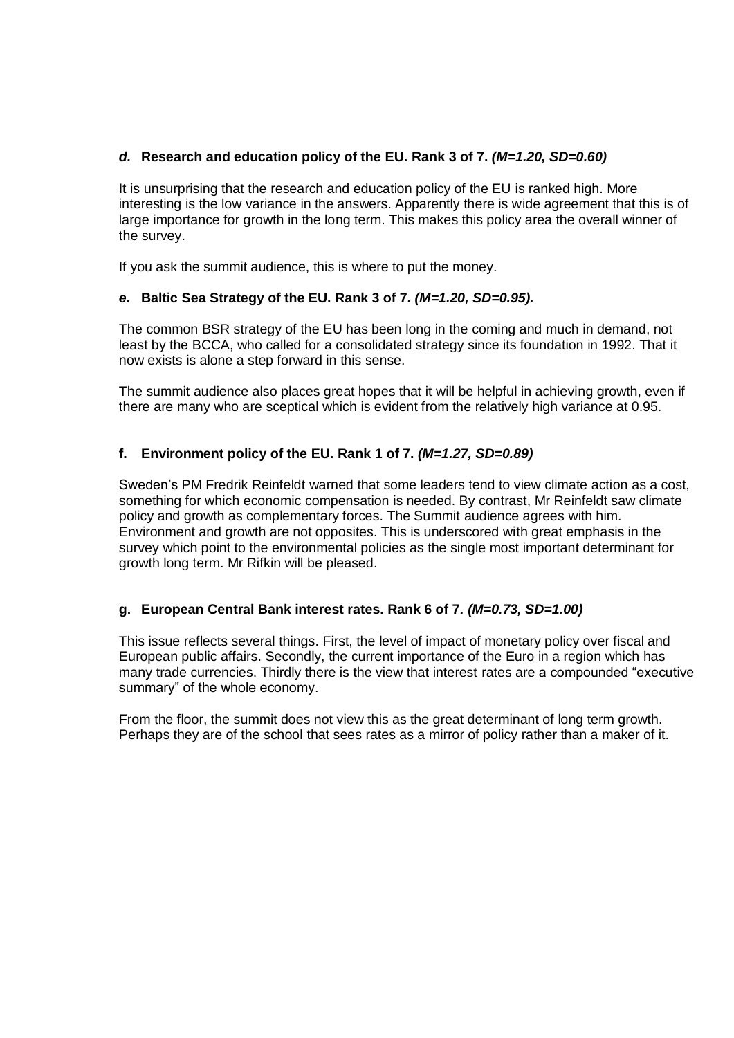### *d.* Research and education policy of the EU. Rank 3 of 7. *(M=1.20, SD=0.60)*

It is unsurprising that the research and education policy of the EU is ranked high. More interesting is the low variance in the answers. Apparently there is wide agreement that this is of large importance for growth in the long term. This makes this policy area the overall winner of the survey.

If you ask the summit audience, this is where to put the money.

### *e.* Baltic Sea Strategy of the EU. Rank 3 of 7*. (M=1.20, SD=0.95).*

The common BSR strategy of the EU has been long in the coming and much in demand, not least by the BCCA, who called for a consolidated strategy since its foundation in 1992. That it now exists is alone a step forward in this sense.

The summit audience also places great hopes that it will be helpful in achieving growth, even if there are many who are sceptical which is evident from the relatively high variance at 0.95.

### f. Environment policy of the EU. Rank 1 of 7. *(M=1.27, SD=0.89)*

Sweden's PM Fredrik Reinfeldt warned that some leaders tend to view climate action as a cost, something for which economic compensation is needed. By contrast, Mr Reinfeldt saw climate policy and growth as complementary forces. The Summit audience agrees with him. Environment and growth are not opposites. This is underscored with great emphasis in the survey which point to the environmental policies as the single most important determinant for growth long term. Mr Rifkin will be pleased.

### g. European Central Bank interest rates. Rank 6 of 7. *(M=0.73, SD=1.00)*

This issue reflects several things. First, the level of impact of monetary policy over fiscal and European public affairs. Secondly, the current importance of the Euro in a region which has many trade currencies. Thirdly there is the view that interest rates are a compounded "executive summary" of the whole economy.

From the floor, the summit does not view this as the great determinant of long term growth. Perhaps they are of the school that sees rates as a mirror of policy rather than a maker of it.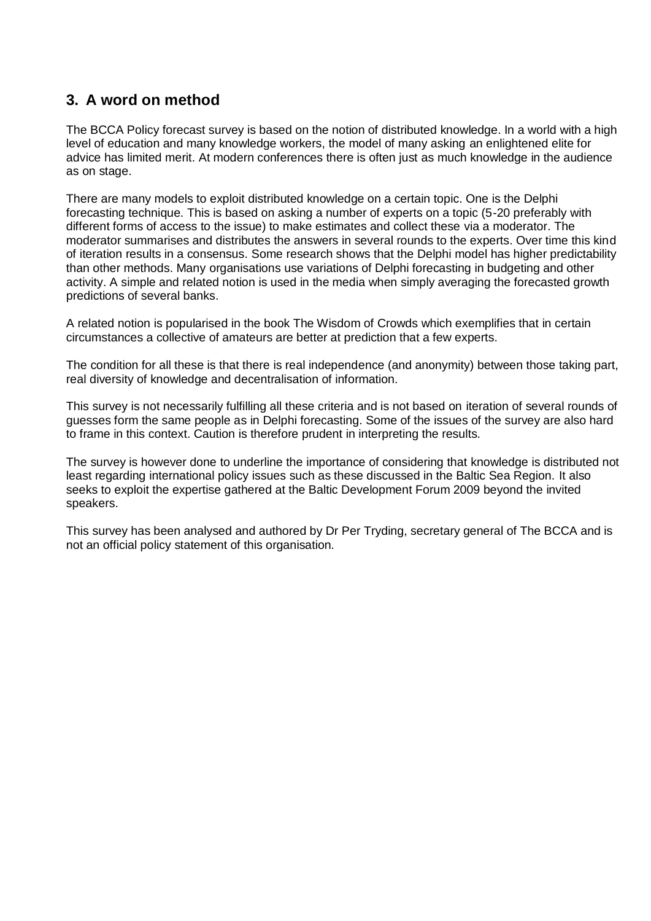## 3. A word on method

The BCCA Policy forecast survey is based on the notion of distributed knowledge. In a world with a high level of education and many knowledge workers, the model of many asking an enlightened elite for advice has limited merit. At modern conferences there is often just as much knowledge in the audience as on stage.

There are many models to exploit distributed knowledge on a certain topic. One is the Delphi forecasting technique. This is based on asking a number of experts on a topic (5-20 preferably with different forms of access to the issue) to make estimates and collect these via a moderator. The moderator summarises and distributes the answers in several rounds to the experts. Over time this kind of iteration results in a consensus. Some research shows that the Delphi model has higher predictability than other methods. Many organisations use variations of Delphi forecasting in budgeting and other activity. A simple and related notion is used in the media when simply averaging the forecasted growth predictions of several banks.

A related notion is popularised in the book The Wisdom of Crowds which exemplifies that in certain circumstances a collective of amateurs are better at prediction that a few experts.

The condition for all these is that there is real independence (and anonymity) between those taking part, real diversity of knowledge and decentralisation of information.

This survey is not necessarily fulfilling all these criteria and is not based on iteration of several rounds of guesses form the same people as in Delphi forecasting. Some of the issues of the survey are also hard to frame in this context. Caution is therefore prudent in interpreting the results.

The survey is however done to underline the importance of considering that knowledge is distributed not least regarding international policy issues such as these discussed in the Baltic Sea Region. It also seeks to exploit the expertise gathered at the Baltic Development Forum 2009 beyond the invited speakers.

This survey has been analysed and authored by Dr Per Tryding, secretary general of The BCCA and is not an official policy statement of this organisation.